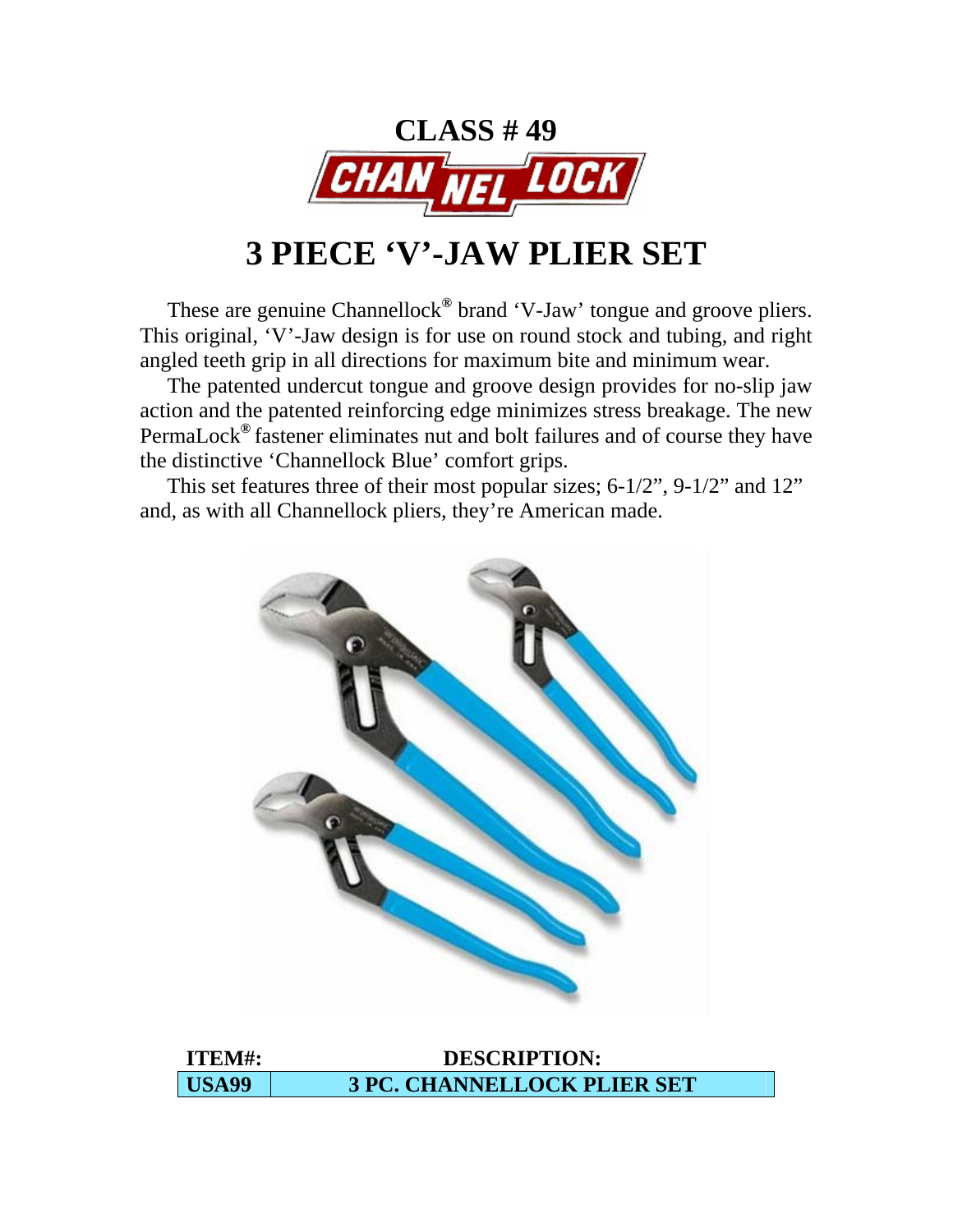# CLASS # 49

CHANNELLOCK

# 3 PIECE 'V'-JAW PLIER SET

These are genuine Channellock® brand 'V-Jaw' tongue and groove pliers. This original, 'V'-Jaw design is for use on round stock and tubing, and right angled teeth grip in all directions for maximum bite and minimum wear.

The patented undercut tongue and groove design provides for no-slip jaw action and the patented reinforcing edge minimizes stress breakage. The new PermaLock® fastener eliminates nut and bolt failures and of course they have the distinctive 'Channellock Blue' comfort grips.

This set features three of their most popular sizes; 6-1/2", 9-1/2" and 12" and, as with all Channellock pliers, they're American made.

| ITEM#: | DESCRIPTION: |
|---|---|
| **USA99** | **3 PC. CHANNELLOCK PLIER SET** |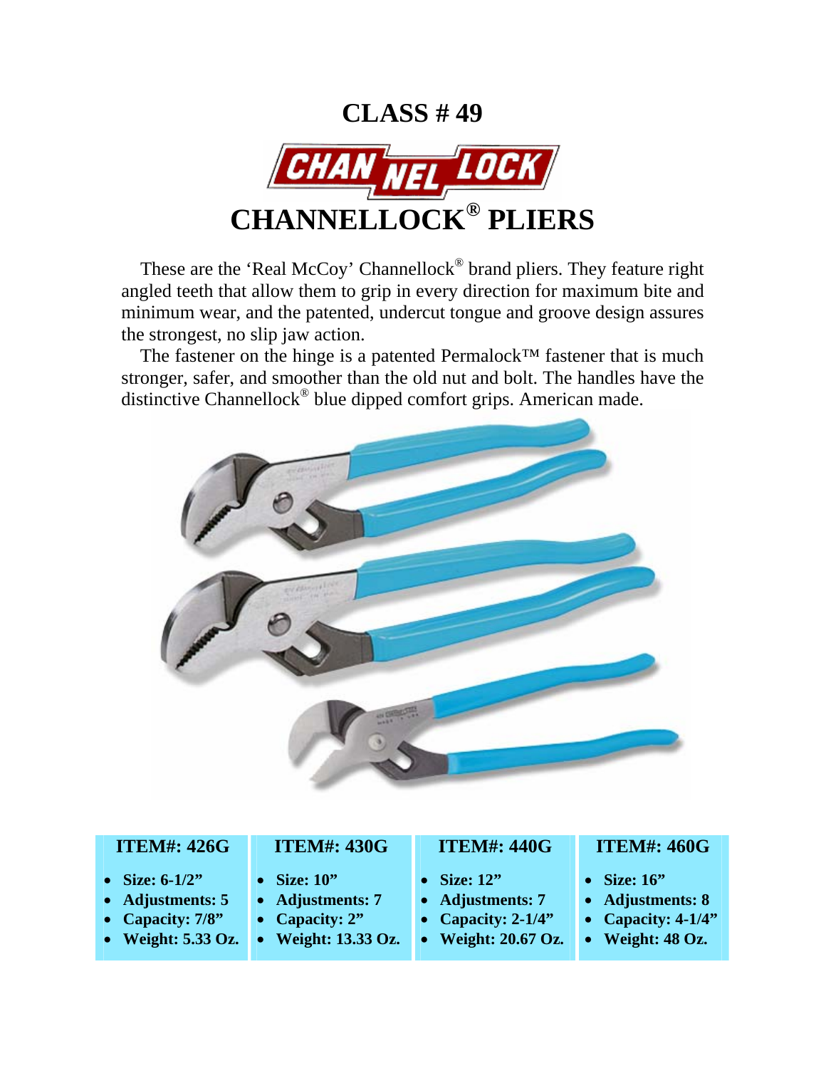# CLASS # 49

# CHANNELLOCK® PLIERS

These are the 'Real McCoy' Channellock® brand pliers. They feature right angled teeth that allow them to grip in every direction for maximum bite and minimum wear, and the patented, undercut tongue and groove design assures the strongest, no slip jaw action.

The fastener on the hinge is a patented Permalock™ fastener that is much stronger, safer, and smoother than the old nut and bolt. The handles have the distinctive Channellock® blue dipped comfort grips. American made.

| ITEM#: 426G | ITEM#: 430G | ITEM#: 440G | ITEM#: 460G |
| --- | --- | --- | --- |
| **Size: 6-1/2"** | **Size: 10"** | **Size: 12"** | **Size: 16"** |
| **Adjustments: 5** | **Adjustments: 7** | **Adjustments: 7** | **Adjustments: 8** |
| **Capacity: 7/8"** | **Capacity: 2"** | **Capacity: 2-1/4"** | **Capacity: 4-1/4"** |
| **Weight: 5.33 Oz.** | **Weight: 13.33 Oz.** | **Weight: 20.67 Oz.** | **Weight: 48 Oz.** |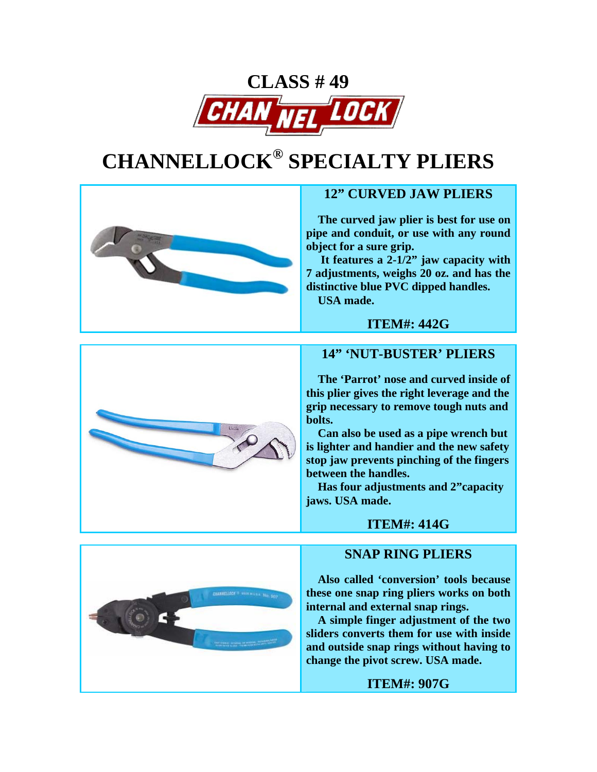# CLASS # 49

CHANNEL LOCK

# CHANNELLOCK® SPECIALTY PLIERS

## 12" CURVED JAW PLIERS

**The curved jaw plier is best for use on pipe and conduit, or use with any round object for a sure grip.**

**It features a 2-1/2" jaw capacity with 7 adjustments, weighs 20 oz. and has the distinctive blue PVC dipped handles.**

**USA made.**

**ITEM#: 442G**

## 14" 'NUT-BUSTER' PLIERS

**The 'Parrot' nose and curved inside of this plier gives the right leverage and the grip necessary to remove tough nuts and bolts.**

**Can also be used as a pipe wrench but is lighter and handier and the new safety stop jaw prevents pinching of the fingers between the handles.**

**Has four adjustments and 2"capacity jaws. USA made.**

**ITEM#: 414G**

## SNAP RING PLIERS

**Also called 'conversion' tools because these one snap ring pliers works on both internal and external snap rings.**

**A simple finger adjustment of the two sliders converts them for use with inside and outside snap rings without having to change the pivot screw. USA made.**

**ITEM#: 907G**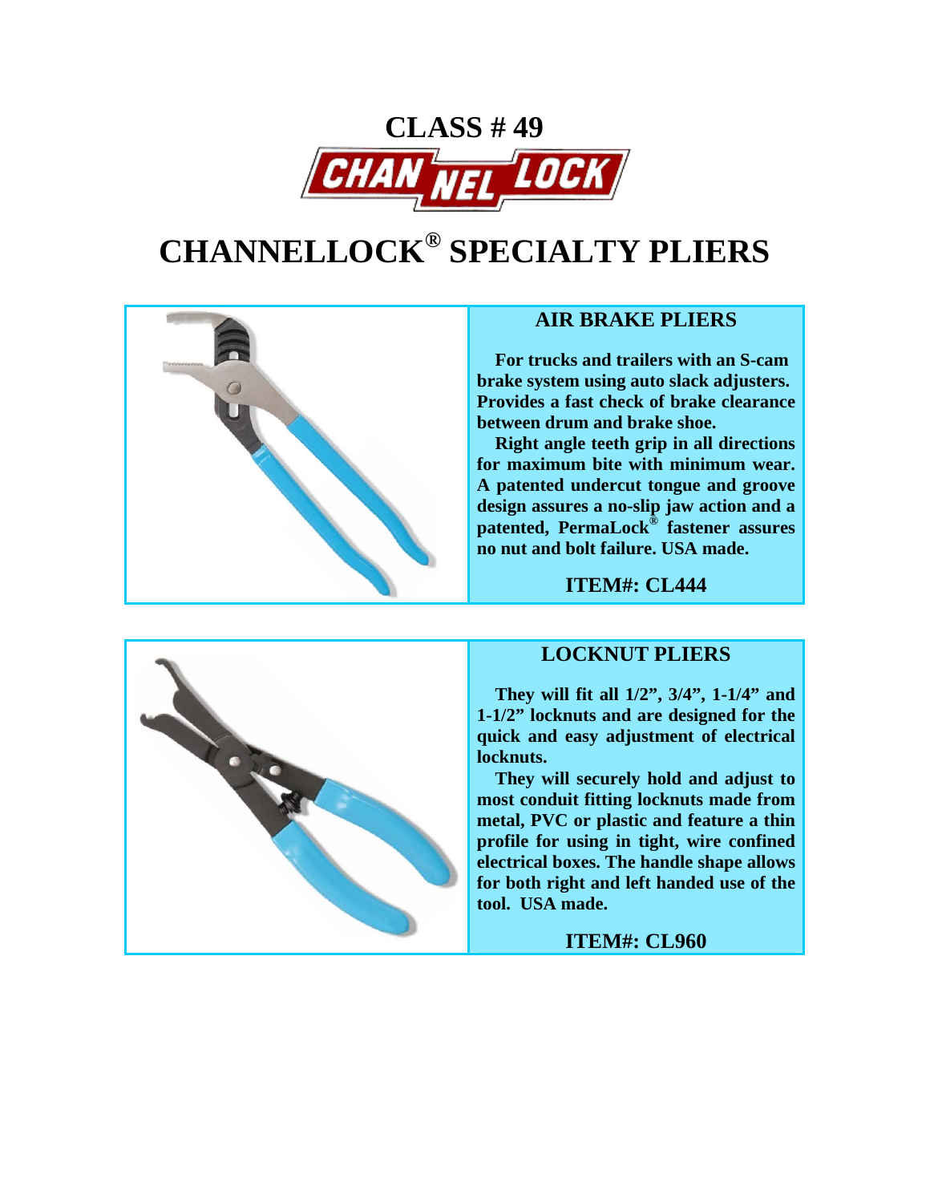# CLASS # 49

# CHANNELLOCK® SPECIALTY PLIERS

## AIR BRAKE PLIERS

**For trucks and trailers with an S-cam brake system using auto slack adjusters. Provides a fast check of brake clearance between drum and brake shoe.**

**Right angle teeth grip in all directions for maximum bite with minimum wear. A patented undercut tongue and groove design assures a no-slip jaw action and a patented, PermaLock® fastener assures no nut and bolt failure. USA made.**

**ITEM#: CL444**

## LOCKNUT PLIERS

**They will fit all 1/2", 3/4", 1-1/4" and 1-1/2" locknuts and are designed for the quick and easy adjustment of electrical locknuts.**

**They will securely hold and adjust to most conduit fitting locknuts made from metal, PVC or plastic and feature a thin profile for using in tight, wire confined electrical boxes. The handle shape allows for both right and left handed use of the tool. USA made.**

**ITEM#: CL960**